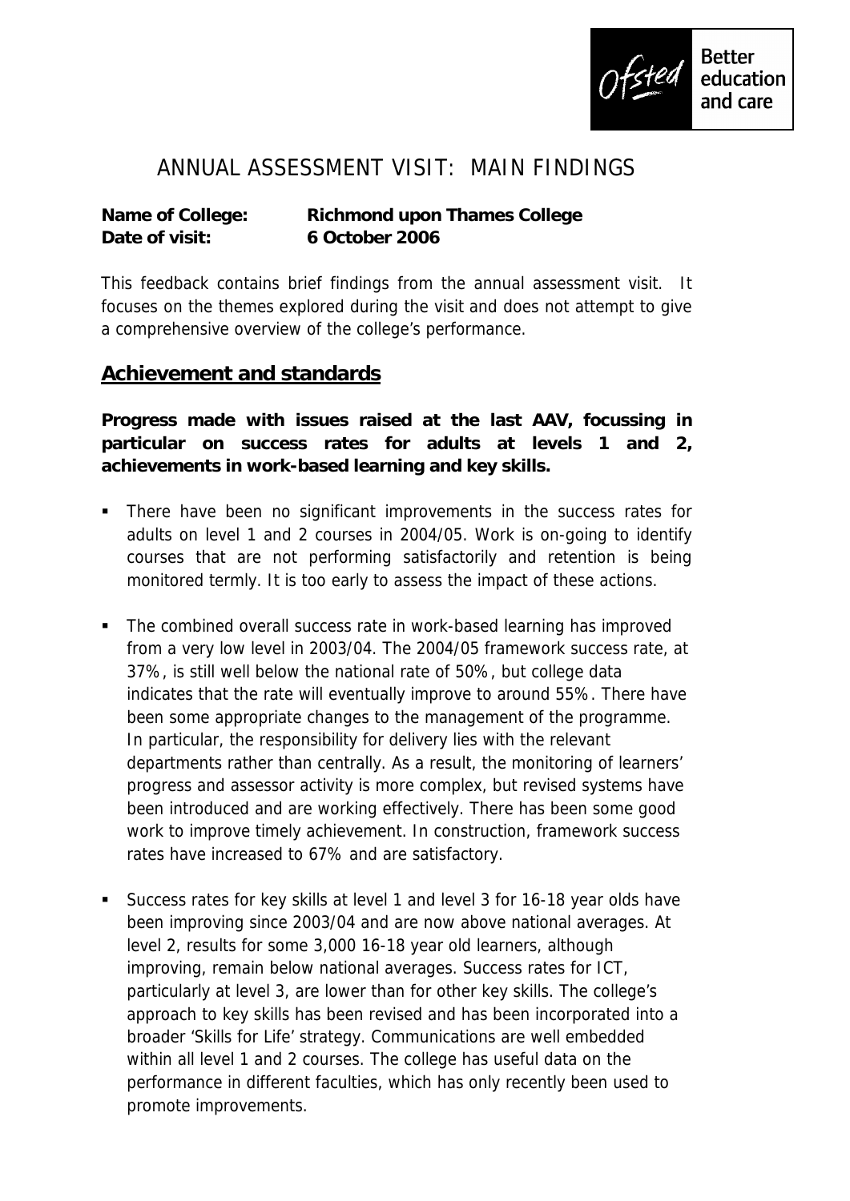# ANNUAL ASSESSMENT VISIT: MAIN FINDINGS

**Name of College:** **Richmond upon Thames College**
**Date of visit:** **6 October 2006**

This feedback contains brief findings from the annual assessment visit. It focuses on the themes explored during the visit and does not attempt to give a comprehensive overview of the college's performance.

## Achievement and standards

**Progress made with issues raised at the last AAV, focussing in particular on success rates for adults at levels 1 and 2, achievements in work-based learning and key skills.**

- There have been no significant improvements in the success rates for adults on level 1 and 2 courses in 2004/05. Work is on-going to identify courses that are not performing satisfactorily and retention is being monitored termly. It is too early to assess the impact of these actions.

- The combined overall success rate in work-based learning has improved from a very low level in 2003/04. The 2004/05 framework success rate, at 37%, is still well below the national rate of 50%, but college data indicates that the rate will eventually improve to around 55%. There have been some appropriate changes to the management of the programme. In particular, the responsibility for delivery lies with the relevant departments rather than centrally. As a result, the monitoring of learners' progress and assessor activity is more complex, but revised systems have been introduced and are working effectively. There has been some good work to improve timely achievement. In construction, framework success rates have increased to 67% and are satisfactory.

- Success rates for key skills at level 1 and level 3 for 16-18 year olds have been improving since 2003/04 and are now above national averages. At level 2, results for some 3,000 16-18 year old learners, although improving, remain below national averages. Success rates for ICT, particularly at level 3, are lower than for other key skills. The college's approach to key skills has been revised and has been incorporated into a broader 'Skills for Life' strategy. Communications are well embedded within all level 1 and 2 courses. The college has useful data on the performance in different faculties, which has only recently been used to promote improvements.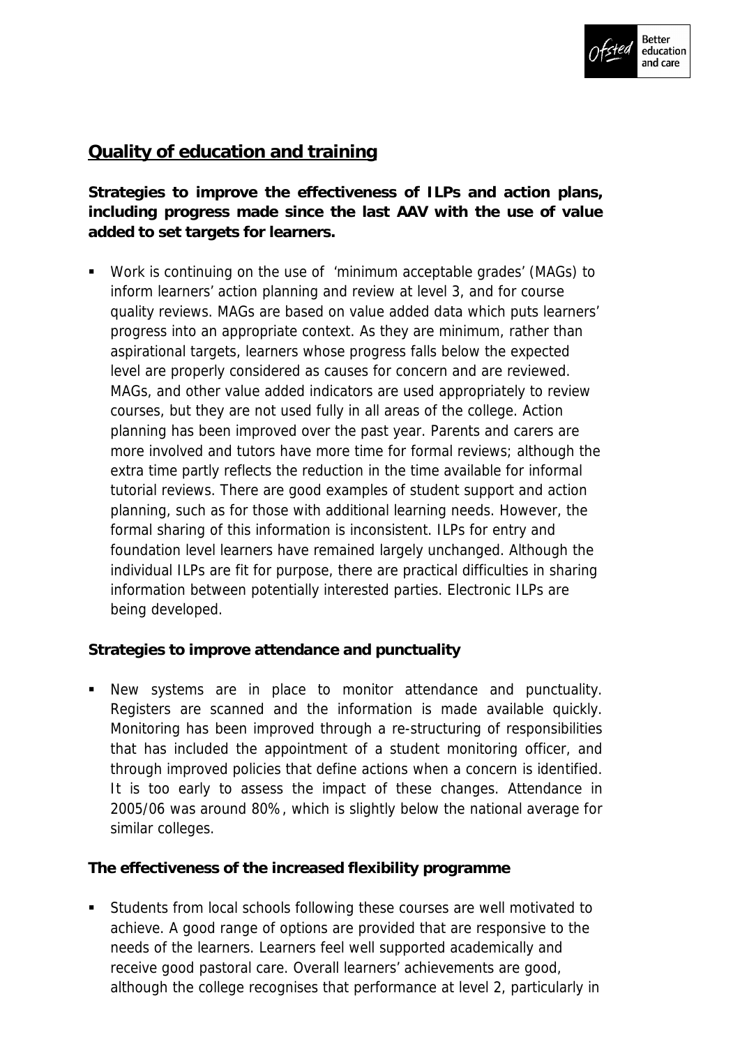## Quality of education and training

**Strategies to improve the effectiveness of ILPs and action plans, including progress made since the last AAV with the use of value added to set targets for learners.**

- Work is continuing on the use of 'minimum acceptable grades' (MAGs) to inform learners' action planning and review at level 3, and for course quality reviews. MAGs are based on value added data which puts learners' progress into an appropriate context. As they are minimum, rather than aspirational targets, learners whose progress falls below the expected level are properly considered as causes for concern and are reviewed. MAGs, and other value added indicators are used appropriately to review courses, but they are not used fully in all areas of the college. Action planning has been improved over the past year. Parents and carers are more involved and tutors have more time for formal reviews; although the extra time partly reflects the reduction in the time available for informal tutorial reviews. There are good examples of student support and action planning, such as for those with additional learning needs. However, the formal sharing of this information is inconsistent. ILPs for entry and foundation level learners have remained largely unchanged. Although the individual ILPs are fit for purpose, there are practical difficulties in sharing information between potentially interested parties. Electronic ILPs are being developed.

**Strategies to improve attendance and punctuality**

- New systems are in place to monitor attendance and punctuality. Registers are scanned and the information is made available quickly. Monitoring has been improved through a re-structuring of responsibilities that has included the appointment of a student monitoring officer, and through improved policies that define actions when a concern is identified. It is too early to assess the impact of these changes. Attendance in 2005/06 was around 80%, which is slightly below the national average for similar colleges.

**The effectiveness of the increased flexibility programme**

- Students from local schools following these courses are well motivated to achieve. A good range of options are provided that are responsive to the needs of the learners. Learners feel well supported academically and receive good pastoral care. Overall learners' achievements are good, although the college recognises that performance at level 2, particularly in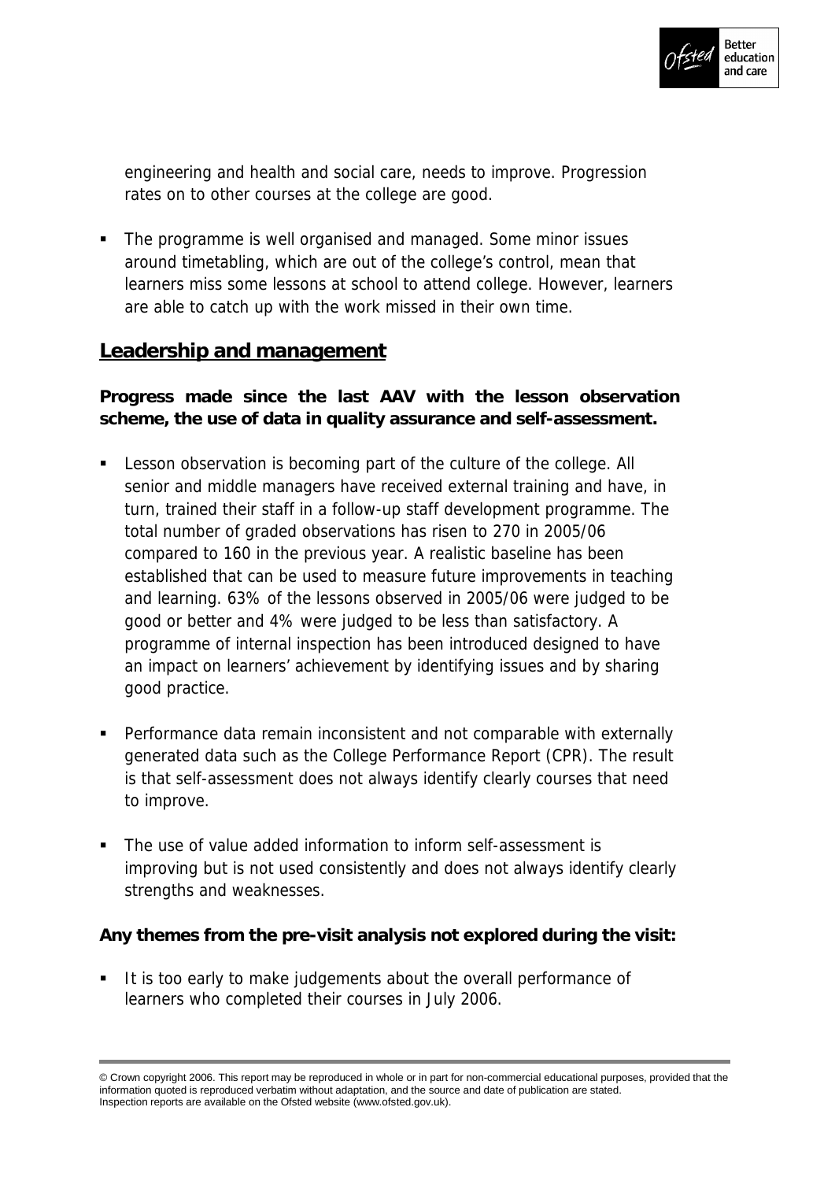engineering and health and social care, needs to improve. Progression rates on to other courses at the college are good.

- The programme is well organised and managed. Some minor issues around timetabling, which are out of the college's control, mean that learners miss some lessons at school to attend college. However, learners are able to catch up with the work missed in their own time.

## Leadership and management

**Progress made since the last AAV with the lesson observation scheme, the use of data in quality assurance and self-assessment.**

- Lesson observation is becoming part of the culture of the college. All senior and middle managers have received external training and have, in turn, trained their staff in a follow-up staff development programme. The total number of graded observations has risen to 270 in 2005/06 compared to 160 in the previous year. A realistic baseline has been established that can be used to measure future improvements in teaching and learning. 63% of the lessons observed in 2005/06 were judged to be good or better and 4% were judged to be less than satisfactory. A programme of internal inspection has been introduced designed to have an impact on learners' achievement by identifying issues and by sharing good practice.
- Performance data remain inconsistent and not comparable with externally generated data such as the College Performance Report (CPR). The result is that self-assessment does not always identify clearly courses that need to improve.
- The use of value added information to inform self-assessment is improving but is not used consistently and does not always identify clearly strengths and weaknesses.

**Any themes from the pre-visit analysis not explored during the visit:**

- It is too early to make judgements about the overall performance of learners who completed their courses in July 2006.

© Crown copyright 2006. This report may be reproduced in whole or in part for non-commercial educational purposes, provided that the information quoted is reproduced verbatim without adaptation, and the source and date of publication are stated. Inspection reports are available on the Ofsted website (www.ofsted.gov.uk).